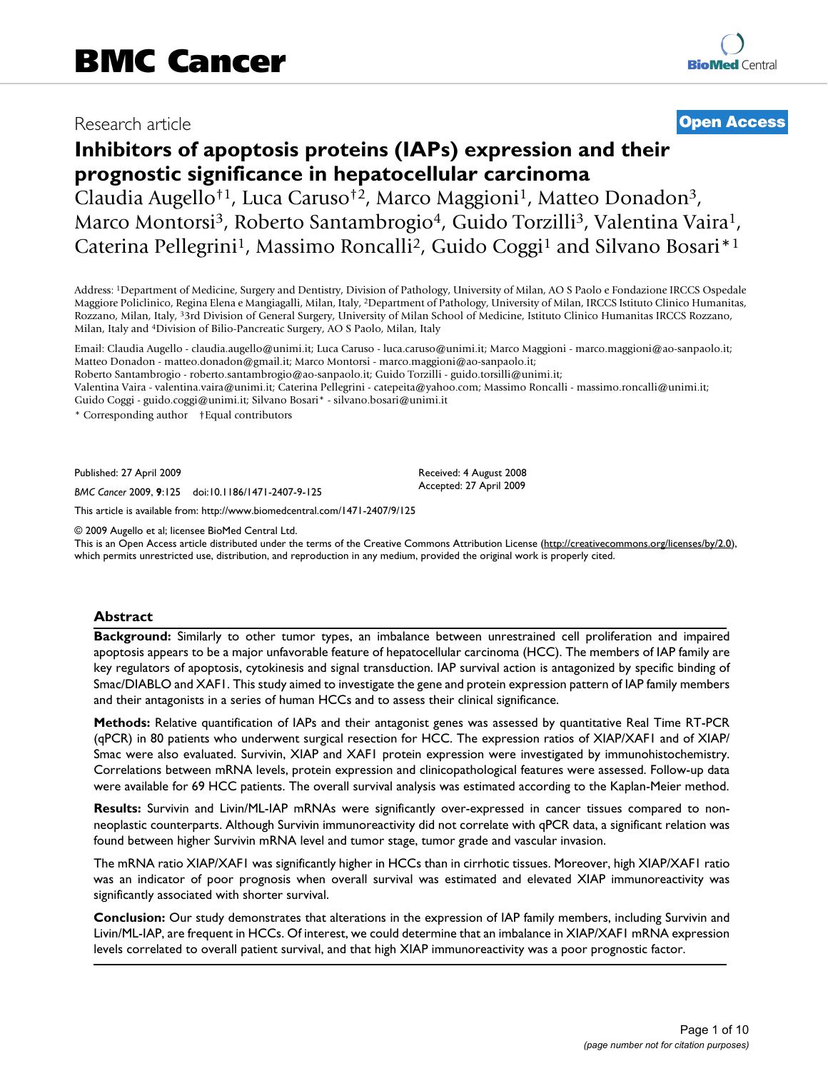BMC Cancer

Research article

**Open Access**

# Inhibitors of apoptosis proteins (IAPs) expression and their prognostic significance in hepatocellular carcinoma

Claudia Augello†[1], Luca Caruso†[2], Marco Maggioni[1], Matteo Donadon[3], Marco Montorsi[3], Roberto Santambrogio[4], Guido Torzilli[3], Valentina Vaira[1], Caterina Pellegrini[1], Massimo Roncalli[2], Guido Coggi[1] and Silvano Bosari*[1]

Address: [1]Department of Medicine, Surgery and Dentistry, Division of Pathology, University of Milan, AO S Paolo e Fondazione IRCCS Ospedale Maggiore Policlinico, Regina Elena e Mangiagalli, Milan, Italy, [2]Department of Pathology, University of Milan, IRCCS Istituto Clinico Humanitas, Rozzano, Milan, Italy, [3]3rd Division of General Surgery, University of Milan School of Medicine, Istituto Clinico Humanitas IRCCS Rozzano, Milan, Italy and [4]Division of Bilio-Pancreatic Surgery, AO S Paolo, Milan, Italy

Email: Claudia Augello - claudia.augello@unimi.it; Luca Caruso - luca.caruso@unimi.it; Marco Maggioni - marco.maggioni@ao-sanpaolo.it; Matteo Donadon - matteo.donadon@gmail.it; Marco Montorsi - marco.maggioni@ao-sanpaolo.it; Roberto Santambrogio - roberto.santambrogio@ao-sanpaolo.it; Guido Torzilli - guido.torsilli@unimi.it; Valentina Vaira - valentina.vaira@unimi.it; Caterina Pellegrini - catepeita@yahoo.com; Massimo Roncalli - massimo.roncalli@unimi.it; Guido Coggi - guido.coggi@unimi.it; Silvano Bosari* - silvano.bosari@unimi.it

\* Corresponding author †Equal contributors

Published: 27 April 2009

*BMC Cancer* 2009, **9**:125 doi:10.1186/1471-2407-9-125

Received: 4 August 2008
Accepted: 27 April 2009

This article is available from: http://www.biomedcentral.com/1471-2407/9/125

© 2009 Augello et al; licensee BioMed Central Ltd.
This is an Open Access article distributed under the terms of the Creative Commons Attribution License (http://creativecommons.org/licenses/by/2.0), which permits unrestricted use, distribution, and reproduction in any medium, provided the original work is properly cited.

## Abstract

**Background:** Similarly to other tumor types, an imbalance between unrestrained cell proliferation and impaired apoptosis appears to be a major unfavorable feature of hepatocellular carcinoma (HCC). The members of IAP family are key regulators of apoptosis, cytokinesis and signal transduction. IAP survival action is antagonized by specific binding of Smac/DIABLO and XAF1. This study aimed to investigate the gene and protein expression pattern of IAP family members and their antagonists in a series of human HCCs and to assess their clinical significance.

**Methods:** Relative quantification of IAPs and their antagonist genes was assessed by quantitative Real Time RT-PCR (qPCR) in 80 patients who underwent surgical resection for HCC. The expression ratios of XIAP/XAF1 and of XIAP/Smac were also evaluated. Survivin, XIAP and XAF1 protein expression were investigated by immunohistochemistry. Correlations between mRNA levels, protein expression and clinicopathological features were assessed. Follow-up data were available for 69 HCC patients. The overall survival analysis was estimated according to the Kaplan-Meier method.

**Results:** Survivin and Livin/ML-IAP mRNAs were significantly over-expressed in cancer tissues compared to non-neoplastic counterparts. Although Survivin immunoreactivity did not correlate with qPCR data, a significant relation was found between higher Survivin mRNA level and tumor stage, tumor grade and vascular invasion.

The mRNA ratio XIAP/XAF1 was significantly higher in HCCs than in cirrhotic tissues. Moreover, high XIAP/XAF1 ratio was an indicator of poor prognosis when overall survival was estimated and elevated XIAP immunoreactivity was significantly associated with shorter survival.

**Conclusion:** Our study demonstrates that alterations in the expression of IAP family members, including Survivin and Livin/ML-IAP, are frequent in HCCs. Of interest, we could determine that an imbalance in XIAP/XAF1 mRNA expression levels correlated to overall patient survival, and that high XIAP immunoreactivity was a poor prognostic factor.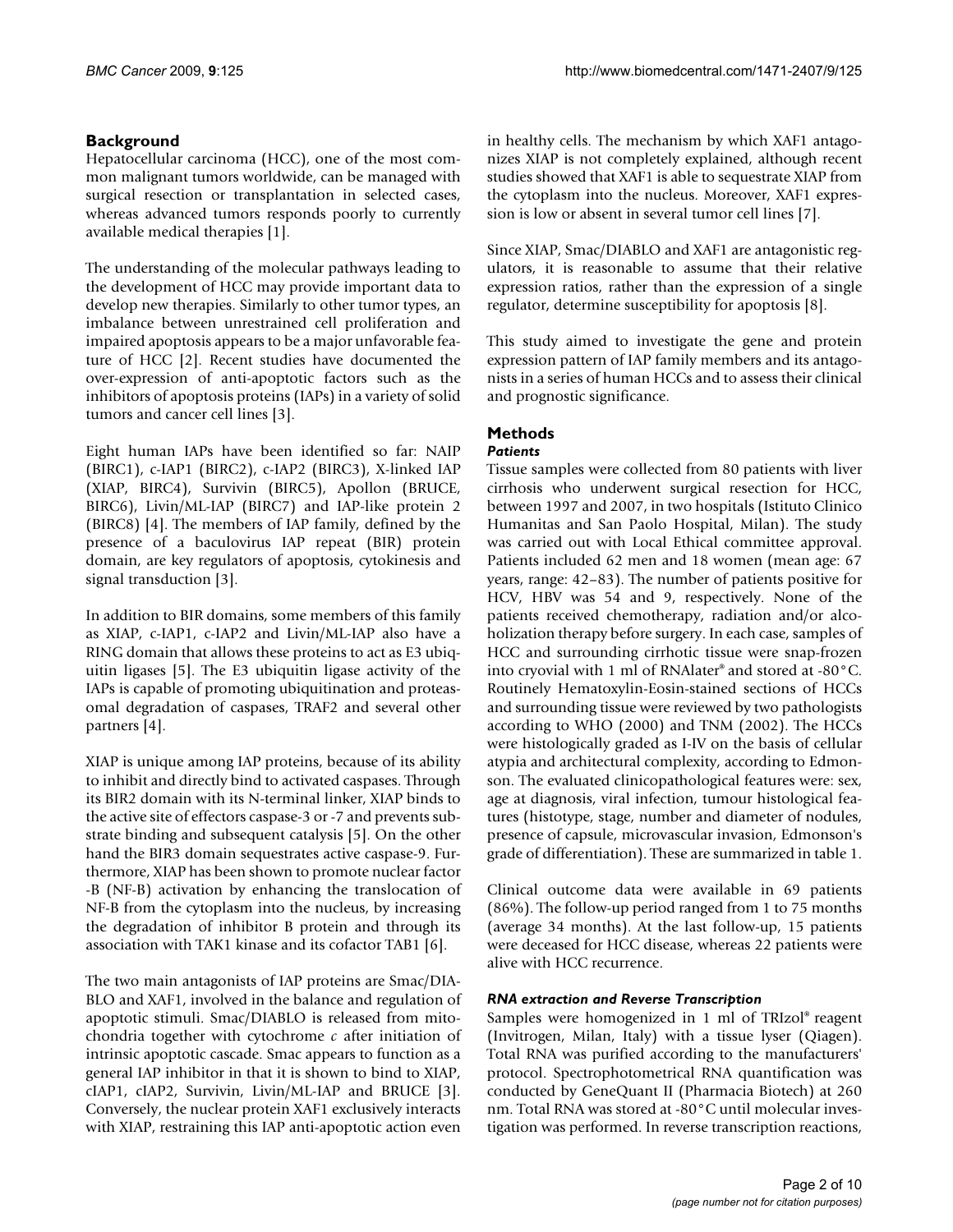## Background

Hepatocellular carcinoma (HCC), one of the most common malignant tumors worldwide, can be managed with surgical resection or transplantation in selected cases, whereas advanced tumors responds poorly to currently available medical therapies [1].

The understanding of the molecular pathways leading to the development of HCC may provide important data to develop new therapies. Similarly to other tumor types, an imbalance between unrestrained cell proliferation and impaired apoptosis appears to be a major unfavorable feature of HCC [2]. Recent studies have documented the over-expression of anti-apoptotic factors such as the inhibitors of apoptosis proteins (IAPs) in a variety of solid tumors and cancer cell lines [3].

Eight human IAPs have been identified so far: NAIP (BIRC1), c-IAP1 (BIRC2), c-IAP2 (BIRC3), X-linked IAP (XIAP, BIRC4), Survivin (BIRC5), Apollon (BRUCE, BIRC6), Livin/ML-IAP (BIRC7) and IAP-like protein 2 (BIRC8) [4]. The members of IAP family, defined by the presence of a baculovirus IAP repeat (BIR) protein domain, are key regulators of apoptosis, cytokinesis and signal transduction [3].

In addition to BIR domains, some members of this family as XIAP, c-IAP1, c-IAP2 and Livin/ML-IAP also have a RING domain that allows these proteins to act as E3 ubiquitin ligases [5]. The E3 ubiquitin ligase activity of the IAPs is capable of promoting ubiquitination and proteasomal degradation of caspases, TRAF2 and several other partners [4].

XIAP is unique among IAP proteins, because of its ability to inhibit and directly bind to activated caspases. Through its BIR2 domain with its N-terminal linker, XIAP binds to the active site of effectors caspase-3 or -7 and prevents substrate binding and subsequent catalysis [5]. On the other hand the BIR3 domain sequestrates active caspase-9. Furthermore, XIAP has been shown to promote nuclear factor -B (NF-B) activation by enhancing the translocation of NF-B from the cytoplasm into the nucleus, by increasing the degradation of inhibitor B protein and through its association with TAK1 kinase and its cofactor TAB1 [6].

The two main antagonists of IAP proteins are Smac/DIABLO and XAF1, involved in the balance and regulation of apoptotic stimuli. Smac/DIABLO is released from mitochondria together with cytochrome *c* after initiation of intrinsic apoptotic cascade. Smac appears to function as a general IAP inhibitor in that it is shown to bind to XIAP, cIAP1, cIAP2, Survivin, Livin/ML-IAP and BRUCE [3]. Conversely, the nuclear protein XAF1 exclusively interacts with XIAP, restraining this IAP anti-apoptotic action even in healthy cells. The mechanism by which XAF1 antagonizes XIAP is not completely explained, although recent studies showed that XAF1 is able to sequestrate XIAP from the cytoplasm into the nucleus. Moreover, XAF1 expression is low or absent in several tumor cell lines [7].

Since XIAP, Smac/DIABLO and XAF1 are antagonistic regulators, it is reasonable to assume that their relative expression ratios, rather than the expression of a single regulator, determine susceptibility for apoptosis [8].

This study aimed to investigate the gene and protein expression pattern of IAP family members and its antagonists in a series of human HCCs and to assess their clinical and prognostic significance.

## Methods

### *Patients*

Tissue samples were collected from 80 patients with liver cirrhosis who underwent surgical resection for HCC, between 1997 and 2007, in two hospitals (Istituto Clinico Humanitas and San Paolo Hospital, Milan). The study was carried out with Local Ethical committee approval. Patients included 62 men and 18 women (mean age: 67 years, range: 42–83). The number of patients positive for HCV, HBV was 54 and 9, respectively. None of the patients received chemotherapy, radiation and/or alcoholization therapy before surgery. In each case, samples of HCC and surrounding cirrhotic tissue were snap-frozen into cryovial with 1 ml of RNAlater® and stored at -80°C. Routinely Hematoxylin-Eosin-stained sections of HCCs and surrounding tissue were reviewed by two pathologists according to WHO (2000) and TNM (2002). The HCCs were histologically graded as I-IV on the basis of cellular atypia and architectural complexity, according to Edmonson. The evaluated clinicopathological features were: sex, age at diagnosis, viral infection, tumour histological features (histotype, stage, number and diameter of nodules, presence of capsule, microvascular invasion, Edmonson's grade of differentiation). These are summarized in table 1.

Clinical outcome data were available in 69 patients (86%). The follow-up period ranged from 1 to 75 months (average 34 months). At the last follow-up, 15 patients were deceased for HCC disease, whereas 22 patients were alive with HCC recurrence.

### *RNA extraction and Reverse Transcription*

Samples were homogenized in 1 ml of TRIzol® reagent (Invitrogen, Milan, Italy) with a tissue lyser (Qiagen). Total RNA was purified according to the manufacturers' protocol. Spectrophotometrical RNA quantification was conducted by GeneQuant II (Pharmacia Biotech) at 260 nm. Total RNA was stored at -80°C until molecular investigation was performed. In reverse transcription reactions,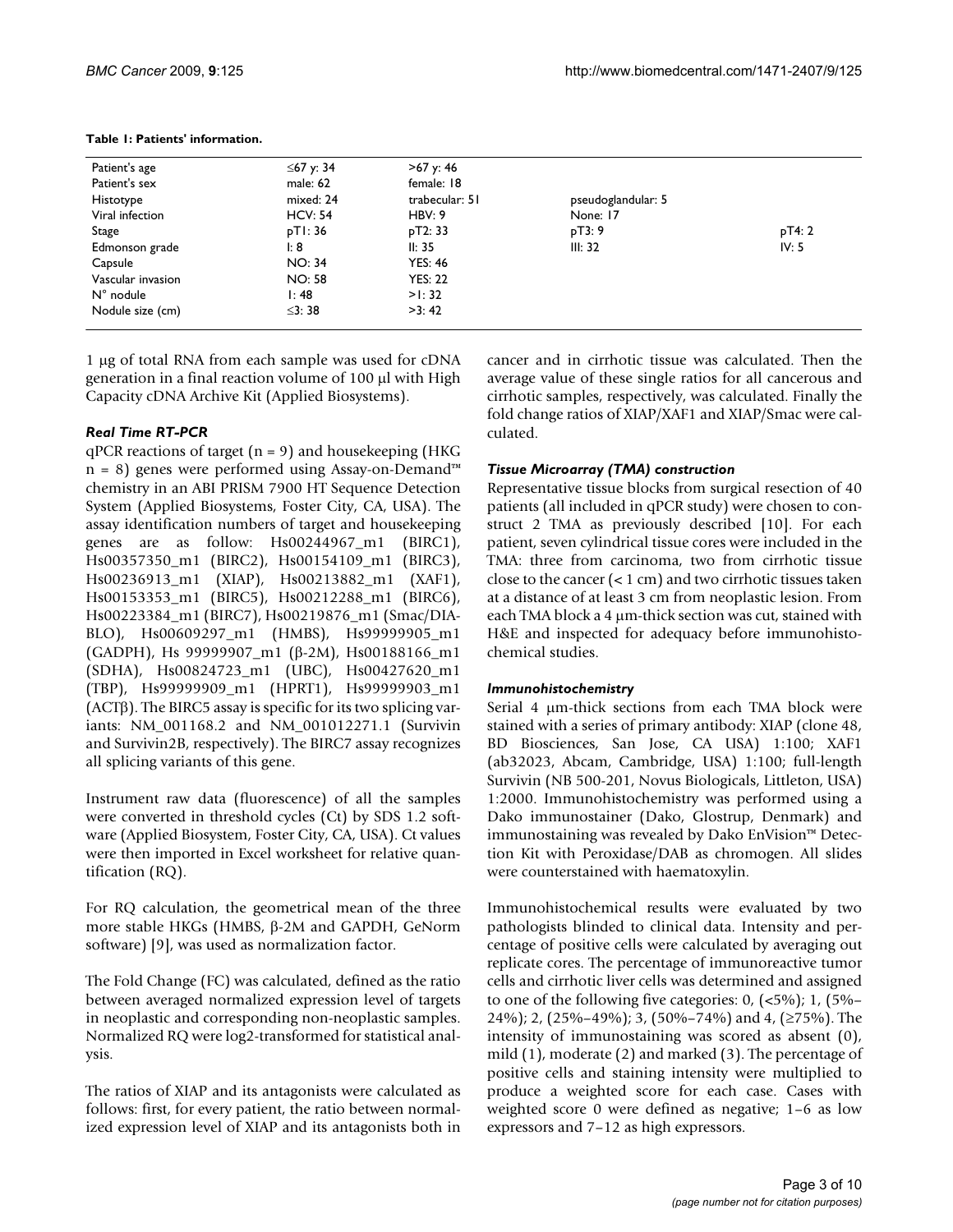**Table 1: Patients' information.**

| | | | | |
|---|---|---|---|---|
| Patient's age | ≤67 y: 34 | >67 y: 46 | | |
| Patient's sex | male: 62 | female: 18 | | |
| Histotype | mixed: 24 | trabecular: 51 | pseudoglandular: 5 | |
| Viral infection | HCV: 54 | HBV: 9 | None: 17 | |
| Stage | pT1: 36 | pT2: 33 | pT3: 9 | pT4: 2 |
| Edmonson grade | I: 8 | II: 35 | III: 32 | IV: 5 |
| Capsule | NO: 34 | YES: 46 | | |
| Vascular invasion | NO: 58 | YES: 22 | | |
| N° nodule | 1: 48 | >1: 32 | | |
| Nodule size (cm) | ≤3: 38 | >3: 42 | | |

1 μg of total RNA from each sample was used for cDNA generation in a final reaction volume of 100 μl with High Capacity cDNA Archive Kit (Applied Biosystems).

### *Real Time RT-PCR*

qPCR reactions of target (n = 9) and housekeeping (HKG n = 8) genes were performed using Assay-on-Demand™ chemistry in an ABI PRISM 7900 HT Sequence Detection System (Applied Biosystems, Foster City, CA, USA). The assay identification numbers of target and housekeeping genes are as follow: Hs00244967_m1 (BIRC1), Hs00357350_m1 (BIRC2), Hs00154109_m1 (BIRC3), Hs00236913_m1 (XIAP), Hs00213882_m1 (XAF1), Hs00153353_m1 (BIRC5), Hs00212288_m1 (BIRC6), Hs00223384_m1 (BIRC7), Hs00219876_m1 (Smac/DIABLO), Hs00609297_m1 (HMBS), Hs99999905_m1 (GADPH), Hs 99999907_m1 (β-2M), Hs00188166_m1 (SDHA), Hs00824723_m1 (UBC), Hs00427620_m1 (TBP), Hs99999909_m1 (HPRT1), Hs99999903_m1 (ACTβ). The BIRC5 assay is specific for its two splicing variants: NM_001168.2 and NM_001012271.1 (Survivin and Survivin2B, respectively). The BIRC7 assay recognizes all splicing variants of this gene.

Instrument raw data (fluorescence) of all the samples were converted in threshold cycles (Ct) by SDS 1.2 software (Applied Biosystem, Foster City, CA, USA). Ct values were then imported in Excel worksheet for relative quantification (RQ).

For RQ calculation, the geometrical mean of the three more stable HKGs (HMBS, β-2M and GAPDH, GeNorm software) [9], was used as normalization factor.

The Fold Change (FC) was calculated, defined as the ratio between averaged normalized expression level of targets in neoplastic and corresponding non-neoplastic samples. Normalized RQ were log2-transformed for statistical analysis.

The ratios of XIAP and its antagonists were calculated as follows: first, for every patient, the ratio between normalized expression level of XIAP and its antagonists both in cancer and in cirrhotic tissue was calculated. Then the average value of these single ratios for all cancerous and cirrhotic samples, respectively, was calculated. Finally the fold change ratios of XIAP/XAF1 and XIAP/Smac were calculated.

### *Tissue Microarray (TMA) construction*

Representative tissue blocks from surgical resection of 40 patients (all included in qPCR study) were chosen to construct 2 TMA as previously described [10]. For each patient, seven cylindrical tissue cores were included in the TMA: three from carcinoma, two from cirrhotic tissue close to the cancer (< 1 cm) and two cirrhotic tissues taken at a distance of at least 3 cm from neoplastic lesion. From each TMA block a 4 μm-thick section was cut, stained with H&E and inspected for adequacy before immunohistochemical studies.

### *Immunohistochemistry*

Serial 4 μm-thick sections from each TMA block were stained with a series of primary antibody: XIAP (clone 48, BD Biosciences, San Jose, CA USA) 1:100; XAF1 (ab32023, Abcam, Cambridge, USA) 1:100; full-length Survivin (NB 500-201, Novus Biologicals, Littleton, USA) 1:2000. Immunohistochemistry was performed using a Dako immunostainer (Dako, Glostrup, Denmark) and immunostaining was revealed by Dako EnVision™ Detection Kit with Peroxidase/DAB as chromogen. All slides were counterstained with haematoxylin.

Immunohistochemical results were evaluated by two pathologists blinded to clinical data. Intensity and percentage of positive cells were calculated by averaging out replicate cores. The percentage of immunoreactive tumor cells and cirrhotic liver cells was determined and assigned to one of the following five categories: 0, (<5%); 1, (5%–24%); 2, (25%–49%); 3, (50%–74%) and 4, (≥75%). The intensity of immunostaining was scored as absent (0), mild (1), moderate (2) and marked (3). The percentage of positive cells and staining intensity were multiplied to produce a weighted score for each case. Cases with weighted score 0 were defined as negative; 1–6 as low expressors and 7–12 as high expressors.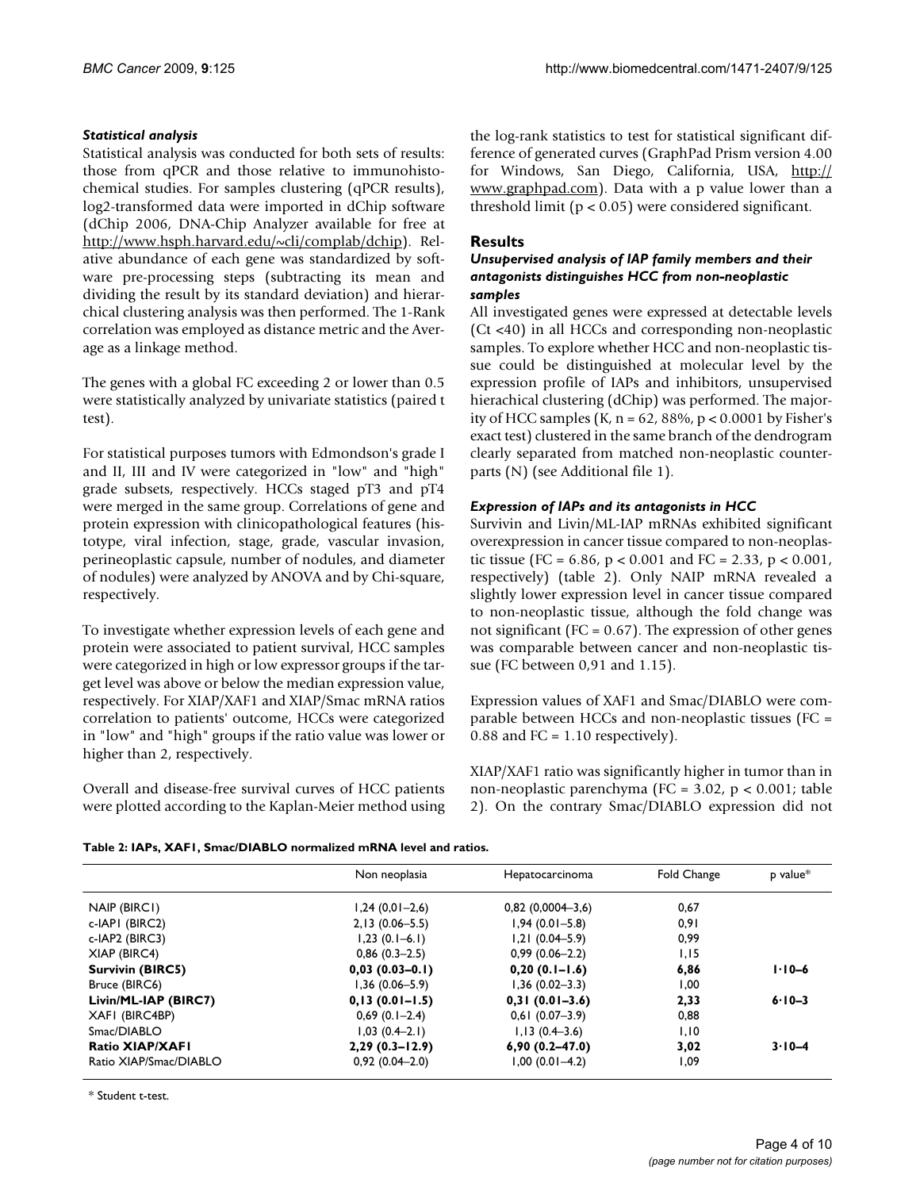### *Statistical analysis*

Statistical analysis was conducted for both sets of results: those from qPCR and those relative to immunohistochemical studies. For samples clustering (qPCR results), log2-transformed data were imported in dChip software (dChip 2006, DNA-Chip Analyzer available for free at http://www.hsph.harvard.edu/~cli/complab/dchip). Relative abundance of each gene was standardized by software pre-processing steps (subtracting its mean and dividing the result by its standard deviation) and hierarchical clustering analysis was then performed. The 1-Rank correlation was employed as distance metric and the Average as a linkage method.

The genes with a global FC exceeding 2 or lower than 0.5 were statistically analyzed by univariate statistics (paired t test).

For statistical purposes tumors with Edmondson's grade I and II, III and IV were categorized in "low" and "high" grade subsets, respectively. HCCs staged pT3 and pT4 were merged in the same group. Correlations of gene and protein expression with clinicopathological features (histotype, viral infection, stage, grade, vascular invasion, perineoplastic capsule, number of nodules, and diameter of nodules) were analyzed by ANOVA and by Chi-square, respectively.

To investigate whether expression levels of each gene and protein were associated to patient survival, HCC samples were categorized in high or low expressor groups if the target level was above or below the median expression value, respectively. For XIAP/XAF1 and XIAP/Smac mRNA ratios correlation to patients' outcome, HCCs were categorized in "low" and "high" groups if the ratio value was lower or higher than 2, respectively.

Overall and disease-free survival curves of HCC patients were plotted according to the Kaplan-Meier method using the log-rank statistics to test for statistical significant difference of generated curves (GraphPad Prism version 4.00 for Windows, San Diego, California, USA, http://www.graphpad.com). Data with a p value lower than a threshold limit ($p < 0.05$) were considered significant.

## Results

### *Unsupervised analysis of IAP family members and their antagonists distinguishes HCC from non-neoplastic samples*

All investigated genes were expressed at detectable levels (Ct <40) in all HCCs and corresponding non-neoplastic samples. To explore whether HCC and non-neoplastic tissue could be distinguished at molecular level by the expression profile of IAPs and inhibitors, unsupervised hierachical clustering (dChip) was performed. The majority of HCC samples (K, n = 62, 88%, $p < 0.0001$ by Fisher's exact test) clustered in the same branch of the dendrogram clearly separated from matched non-neoplastic counterparts (N) (see Additional file 1).

### *Expression of IAPs and its antagonists in HCC*

Survivin and Livin/ML-IAP mRNAs exhibited significant overexpression in cancer tissue compared to non-neoplastic tissue (FC = 6.86, $p < 0.001$ and FC = 2.33, $p < 0.001$, respectively) (table 2). Only NAIP mRNA revealed a slightly lower expression level in cancer tissue compared to non-neoplastic tissue, although the fold change was not significant (FC = 0.67). The expression of other genes was comparable between cancer and non-neoplastic tissue (FC between 0,91 and 1.15).

Expression values of XAF1 and Smac/DIABLO were comparable between HCCs and non-neoplastic tissues (FC = 0.88 and FC = 1.10 respectively).

XIAP/XAF1 ratio was significantly higher in tumor than in non-neoplastic parenchyma (FC = 3.02, $p < 0.001$; table 2). On the contrary Smac/DIABLO expression did not

**Table 2: IAPs, XAF1, Smac/DIABLO normalized mRNA level and ratios.**

| | Non neoplasia | Hepatocarcinoma | Fold Change | p value* |
|---|---|---|---|---|
| NAIP (BIRC1) | 1,24 (0,01–2,6) | 0,82 (0,0004–3,6) | 0,67 | |
| c-IAP1 (BIRC2) | 2,13 (0.06–5.5) | 1,94 (0.01–5.8) | 0,91 | |
| c-IAP2 (BIRC3) | 1,23 (0.1–6.1) | 1,21 (0.04–5.9) | 0,99 | |
| XIAP (BIRC4) | 0,86 (0.3–2.5) | 0,99 (0.06–2.2) | 1,15 | |
| **Survivin (BIRC5)** | **0,03 (0.03–0.1)** | **0,20 (0.1–1.6)** | **6,86** | **1·10–6** |
| Bruce (BIRC6) | 1,36 (0.06–5.9) | 1,36 (0.02–3.3) | 1,00 | |
| **Livin/ML-IAP (BIRC7)** | **0,13 (0.01–1.5)** | **0,31 (0.01–3.6)** | **2,33** | **6·10–3** |
| XAF1 (BIRC4BP) | 0,69 (0.1–2.4) | 0,61 (0.07–3.9) | 0,88 | |
| Smac/DIABLO | 1,03 (0.4–2.1) | 1,13 (0.4–3.6) | 1,10 | |
| **Ratio XIAP/XAF1** | **2,29 (0.3–12.9)** | **6,90 (0.2–47.0)** | **3,02** | **3·10–4** |
| Ratio XIAP/Smac/DIABLO | 0,92 (0.04–2.0) | 1,00 (0.01–4.2) | 1,09 | |

\* Student t-test.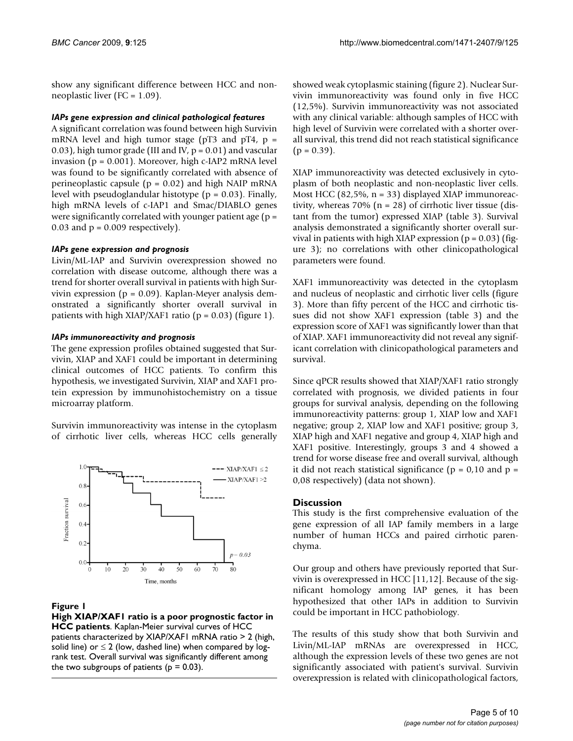show any significant difference between HCC and non-neoplastic liver (FC = 1.09).

### *IAPs gene expression and clinical pathological features*

A significant correlation was found between high Survivin mRNA level and high tumor stage (pT3 and pT4, p = 0.03), high tumor grade (III and IV, p = 0.01) and vascular invasion (p = 0.001). Moreover, high c-IAP2 mRNA level was found to be significantly correlated with absence of perineoplastic capsule (p = 0.02) and high NAIP mRNA level with pseudoglandular histotype (p = 0.03). Finally, high mRNA levels of c-IAP1 and Smac/DIABLO genes were significantly correlated with younger patient age (p = 0.03 and p = 0.009 respectively).

### *IAPs gene expression and prognosis*

Livin/ML-IAP and Survivin overexpression showed no correlation with disease outcome, although there was a trend for shorter overall survival in patients with high Survivin expression (p = 0.09). Kaplan-Meyer analysis demonstrated a significantly shorter overall survival in patients with high XIAP/XAF1 ratio (p = 0.03) (figure 1).

### *IAPs immunoreactivity and prognosis*

The gene expression profiles obtained suggested that Survivin, XIAP and XAF1 could be important in determining clinical outcomes of HCC patients. To confirm this hypothesis, we investigated Survivin, XIAP and XAF1 protein expression by immunohistochemistry on a tissue microarray platform.

Survivin immunoreactivity was intense in the cytoplasm of cirrhotic liver cells, whereas HCC cells generally showed weak cytoplasmic staining (figure 2). Nuclear Survivin immunoreactivity was found only in five HCC (12,5%). Survivin immunoreactivity was not associated with any clinical variable: although samples of HCC with high level of Survivin were correlated with a shorter overall survival, this trend did not reach statistical significance (p = 0.39).

**Figure 1**

**High XIAP/XAF1 ratio is a poor prognostic factor in HCC patients**. Kaplan-Meier survival curves of HCC patients characterized by XIAP/XAF1 mRNA ratio > 2 (high, solid line) or ≤ 2 (low, dashed line) when compared by log-rank test. Overall survival was significantly different among the two subgroups of patients (p = 0.03).

XIAP immunoreactivity was detected exclusively in cytoplasm of both neoplastic and non-neoplastic liver cells. Most HCC (82,5%, n = 33) displayed XIAP immunoreactivity, whereas 70% (n = 28) of cirrhotic liver tissue (distant from the tumor) expressed XIAP (table 3). Survival analysis demonstrated a significantly shorter overall survival in patients with high XIAP expression (p = 0.03) (figure 3); no correlations with other clinicopathological parameters were found.

XAF1 immunoreactivity was detected in the cytoplasm and nucleus of neoplastic and cirrhotic liver cells (figure 3). More than fifty percent of the HCC and cirrhotic tissues did not show XAF1 expression (table 3) and the expression score of XAF1 was significantly lower than that of XIAP. XAF1 immunoreactivity did not reveal any significant correlation with clinicopathological parameters and survival.

Since qPCR results showed that XIAP/XAF1 ratio strongly correlated with prognosis, we divided patients in four groups for survival analysis, depending on the following immunoreactivity patterns: group 1, XIAP low and XAF1 negative; group 2, XIAP low and XAF1 positive; group 3, XIAP high and XAF1 negative and group 4, XIAP high and XAF1 positive. Interestingly, groups 3 and 4 showed a trend for worse disease free and overall survival, although it did not reach statistical significance (p = 0,10 and p = 0,08 respectively) (data not shown).

## Discussion

This study is the first comprehensive evaluation of the gene expression of all IAP family members in a large number of human HCCs and paired cirrhotic parenchyma.

Our group and others have previously reported that Survivin is overexpressed in HCC [11,12]. Because of the significant homology among IAP genes, it has been hypothesized that other IAPs in addition to Survivin could be important in HCC pathobiology.

The results of this study show that both Survivin and Livin/ML-IAP mRNAs are overexpressed in HCC, although the expression levels of these two genes are not significantly associated with patient's survival. Survivin overexpression is related with clinicopathological factors,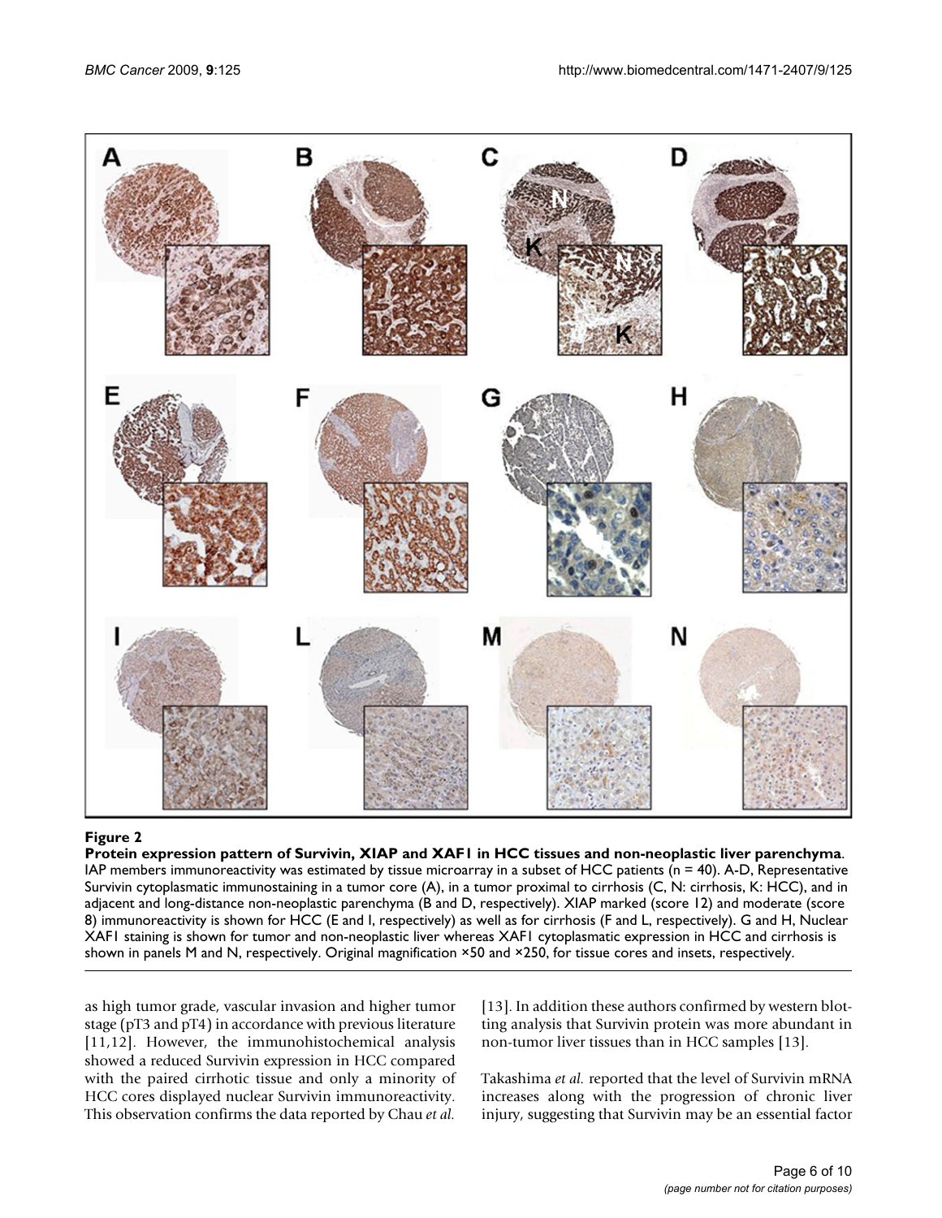**Figure 2**

**Protein expression pattern of Survivin, XIAP and XAF1 in HCC tissues and non-neoplastic liver parenchyma**. IAP members immunoreactivity was estimated by tissue microarray in a subset of HCC patients (n = 40). A-D, Representative Survivin cytoplasmatic immunostaining in a tumor core (A), in a tumor proximal to cirrhosis (C, N: cirrhosis, K: HCC), and in adjacent and long-distance non-neoplastic parenchyma (B and D, respectively). XIAP marked (score 12) and moderate (score 8) immunoreactivity is shown for HCC (E and I, respectively) as well as for cirrhosis (F and L, respectively). G and H, Nuclear XAF1 staining is shown for tumor and non-neoplastic liver whereas XAF1 cytoplasmatic expression in HCC and cirrhosis is shown in panels M and N, respectively. Original magnification ×50 and ×250, for tissue cores and insets, respectively.

as high tumor grade, vascular invasion and higher tumor stage (pT3 and pT4) in accordance with previous literature [11,12]. However, the immunohistochemical analysis showed a reduced Survivin expression in HCC compared with the paired cirrhotic tissue and only a minority of HCC cores displayed nuclear Survivin immunoreactivity. This observation confirms the data reported by Chau *et al.* [13]. In addition these authors confirmed by western blotting analysis that Survivin protein was more abundant in non-tumor liver tissues than in HCC samples [13].

Takashima *et al.* reported that the level of Survivin mRNA increases along with the progression of chronic liver injury, suggesting that Survivin may be an essential factor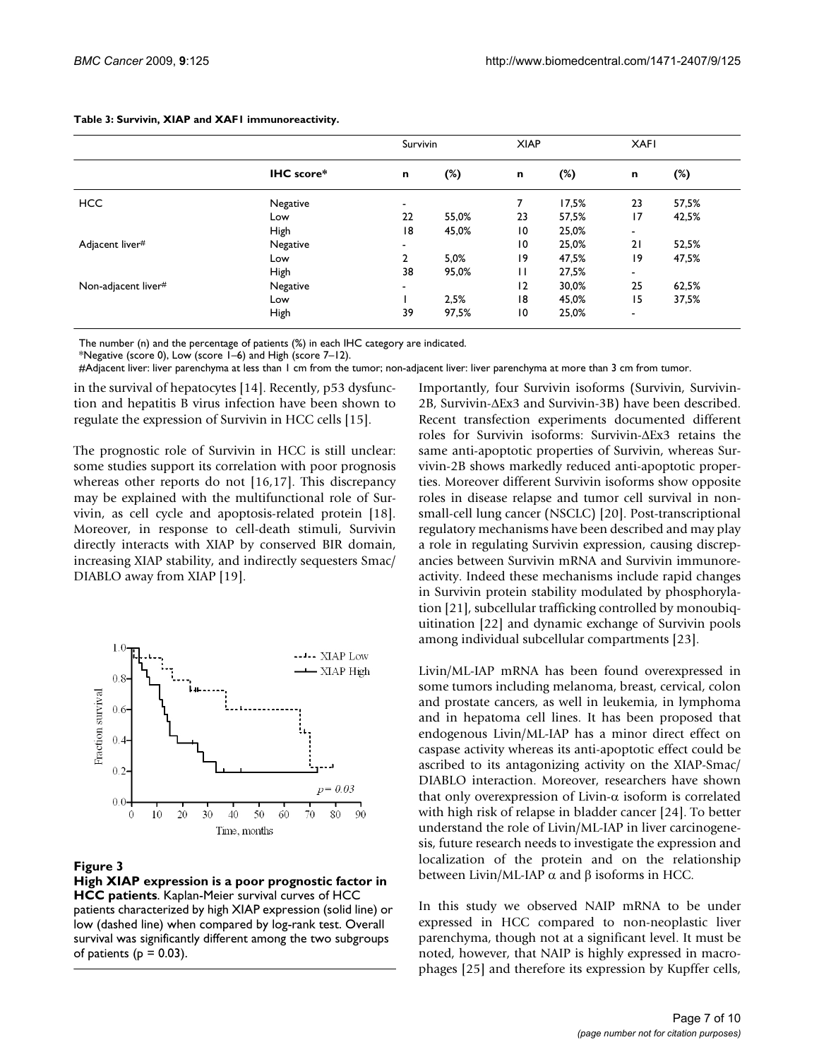**Table 3: Survivin, XIAP and XAF1 immunoreactivity.**

| | | Survivin | | XIAP | | XAF1 | |
|---|---|---|---|---|---|---|---|
| | **IHC score*** | **n** | **(%)** | **n** | **(%)** | **n** | **(%)** |
| HCC | Negative | - | | 7 | 17,5% | 23 | 57,5% |
| | Low | 22 | 55,0% | 23 | 57,5% | 17 | 42,5% |
| | High | 18 | 45,0% | 10 | 25,0% | - | |
| Adjacent liver# | Negative | - | | 10 | 25,0% | 21 | 52,5% |
| | Low | 2 | 5,0% | 19 | 47,5% | 19 | 47,5% |
| | High | 38 | 95,0% | 11 | 27,5% | - | |
| Non-adjacent liver# | Negative | - | | 12 | 30,0% | 25 | 62,5% |
| | Low | 1 | 2,5% | 18 | 45,0% | 15 | 37,5% |
| | High | 39 | 97,5% | 10 | 25,0% | - | |

The number (n) and the percentage of patients (%) in each IHC category are indicated.
*Negative (score 0), Low (score 1–6) and High (score 7–12).
#Adjacent liver: liver parenchyma at less than 1 cm from the tumor; non-adjacent liver: liver parenchyma at more than 3 cm from tumor.

in the survival of hepatocytes [14]. Recently, p53 dysfunction and hepatitis B virus infection have been shown to regulate the expression of Survivin in HCC cells [15].

The prognostic role of Survivin in HCC is still unclear: some studies support its correlation with poor prognosis whereas other reports do not [16,17]. This discrepancy may be explained with the multifunctional role of Survivin, as cell cycle and apoptosis-related protein [18]. Moreover, in response to cell-death stimuli, Survivin directly interacts with XIAP by conserved BIR domain, increasing XIAP stability, and indirectly sequesters Smac/DIABLO away from XIAP [19].

**Figure 3**

**High XIAP expression is a poor prognostic factor in HCC patients**. Kaplan-Meier survival curves of HCC patients characterized by high XIAP expression (solid line) or low (dashed line) when compared by log-rank test. Overall survival was significantly different among the two subgroups of patients ($p = 0.03$).

Importantly, four Survivin isoforms (Survivin, Survivin-2B, Survivin-ΔEx3 and Survivin-3B) have been described. Recent transfection experiments documented different roles for Survivin isoforms: Survivin-ΔEx3 retains the same anti-apoptotic properties of Survivin, whereas Survivin-2B shows markedly reduced anti-apoptotic properties. Moreover different Survivin isoforms show opposite roles in disease relapse and tumor cell survival in non-small-cell lung cancer (NSCLC) [20]. Post-transcriptional regulatory mechanisms have been described and may play a role in regulating Survivin expression, causing discrepancies between Survivin mRNA and Survivin immunoreactivity. Indeed these mechanisms include rapid changes in Survivin protein stability modulated by phosphorylation [21], subcellular trafficking controlled by monoubiquitination [22] and dynamic exchange of Survivin pools among individual subcellular compartments [23].

Livin/ML-IAP mRNA has been found overexpressed in some tumors including melanoma, breast, cervical, colon and prostate cancers, as well in leukemia, in lymphoma and in hepatoma cell lines. It has been proposed that endogenous Livin/ML-IAP has a minor direct effect on caspase activity whereas its anti-apoptotic effect could be ascribed to its antagonizing activity on the XIAP-Smac/DIABLO interaction. Moreover, researchers have shown that only overexpression of Livin-α isoform is correlated with high risk of relapse in bladder cancer [24]. To better understand the role of Livin/ML-IAP in liver carcinogenesis, future research needs to investigate the expression and localization of the protein and on the relationship between Livin/ML-IAP α and β isoforms in HCC.

In this study we observed NAIP mRNA to be under expressed in HCC compared to non-neoplastic liver parenchyma, though not at a significant level. It must be noted, however, that NAIP is highly expressed in macrophages [25] and therefore its expression by Kupffer cells,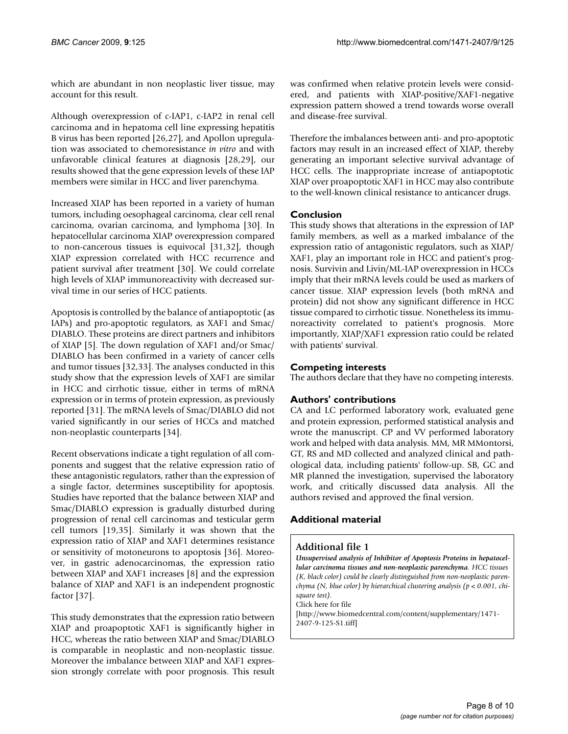which are abundant in non neoplastic liver tissue, may account for this result.

Although overexpression of c-IAP1, c-IAP2 in renal cell carcinoma and in hepatoma cell line expressing hepatitis B virus has been reported [26,27], and Apollon upregulation was associated to chemoresistance *in vitro* and with unfavorable clinical features at diagnosis [28,29], our results showed that the gene expression levels of these IAP members were similar in HCC and liver parenchyma.

Increased XIAP has been reported in a variety of human tumors, including oesophageal carcinoma, clear cell renal carcinoma, ovarian carcinoma, and lymphoma [30]. In hepatocellular carcinoma XIAP overexpression compared to non-cancerous tissues is equivocal [31,32], though XIAP expression correlated with HCC recurrence and patient survival after treatment [30]. We could correlate high levels of XIAP immunoreactivity with decreased survival time in our series of HCC patients.

Apoptosis is controlled by the balance of antiapoptotic (as IAPs) and pro-apoptotic regulators, as XAF1 and Smac/DIABLO. These proteins are direct partners and inhibitors of XIAP [5]. The down regulation of XAF1 and/or Smac/DIABLO has been confirmed in a variety of cancer cells and tumor tissues [32,33]. The analyses conducted in this study show that the expression levels of XAF1 are similar in HCC and cirrhotic tissue, either in terms of mRNA expression or in terms of protein expression, as previously reported [31]. The mRNA levels of Smac/DIABLO did not varied significantly in our series of HCCs and matched non-neoplastic counterparts [34].

Recent observations indicate a tight regulation of all components and suggest that the relative expression ratio of these antagonistic regulators, rather than the expression of a single factor, determines susceptibility for apoptosis. Studies have reported that the balance between XIAP and Smac/DIABLO expression is gradually disturbed during progression of renal cell carcinomas and testicular germ cell tumors [19,35]. Similarly it was shown that the expression ratio of XIAP and XAF1 determines resistance or sensitivity of motoneurons to apoptosis [36]. Moreover, in gastric adenocarcinomas, the expression ratio between XIAP and XAF1 increases [8] and the expression balance of XIAP and XAF1 is an independent prognostic factor [37].

This study demonstrates that the expression ratio between XIAP and proapoptotic XAF1 is significantly higher in HCC, whereas the ratio between XIAP and Smac/DIABLO is comparable in neoplastic and non-neoplastic tissue. Moreover the imbalance between XIAP and XAF1 expression strongly correlate with poor prognosis. This result was confirmed when relative protein levels were considered, and patients with XIAP-positive/XAF1-negative expression pattern showed a trend towards worse overall and disease-free survival.

Therefore the imbalances between anti- and pro-apoptotic factors may result in an increased effect of XIAP, thereby generating an important selective survival advantage of HCC cells. The inappropriate increase of antiapoptotic XIAP over proapoptotic XAF1 in HCC may also contribute to the well-known clinical resistance to anticancer drugs.

## Conclusion

This study shows that alterations in the expression of IAP family members, as well as a marked imbalance of the expression ratio of antagonistic regulators, such as XIAP/XAF1, play an important role in HCC and patient's prognosis. Survivin and Livin/ML-IAP overexpression in HCCs imply that their mRNA levels could be used as markers of cancer tissue. XIAP expression levels (both mRNA and protein) did not show any significant difference in HCC tissue compared to cirrhotic tissue. Nonetheless its immunoreactivity correlated to patient's prognosis. More importantly, XIAP/XAF1 expression ratio could be related with patients' survival.

## Competing interests

The authors declare that they have no competing interests.

## Authors' contributions

CA and LC performed laboratory work, evaluated gene and protein expression, performed statistical analysis and wrote the manuscript. CP and VV performed laboratory work and helped with data analysis. MM, MR MMontorsi, GT, RS and MD collected and analyzed clinical and pathological data, including patients' follow-up. SB, GC and MR planned the investigation, supervised the laboratory work, and critically discussed data analysis. All the authors revised and approved the final version.

## Additional material

### Additional file 1

***Unsupervised analysis of Inhibitor of Apoptosis Proteins in hepatocellular carcinoma tissues and non-neoplastic parenchyma.*** *HCC tissues (K, black color) could be clearly distinguished from non-neoplastic parenchyma (N, blue color) by hierarchical clustering analysis ($p < 0.001$, chi-square test).*

Click here for file

[http://www.biomedcentral.com/content/supplementary/1471-2407-9-125-S1.tiff]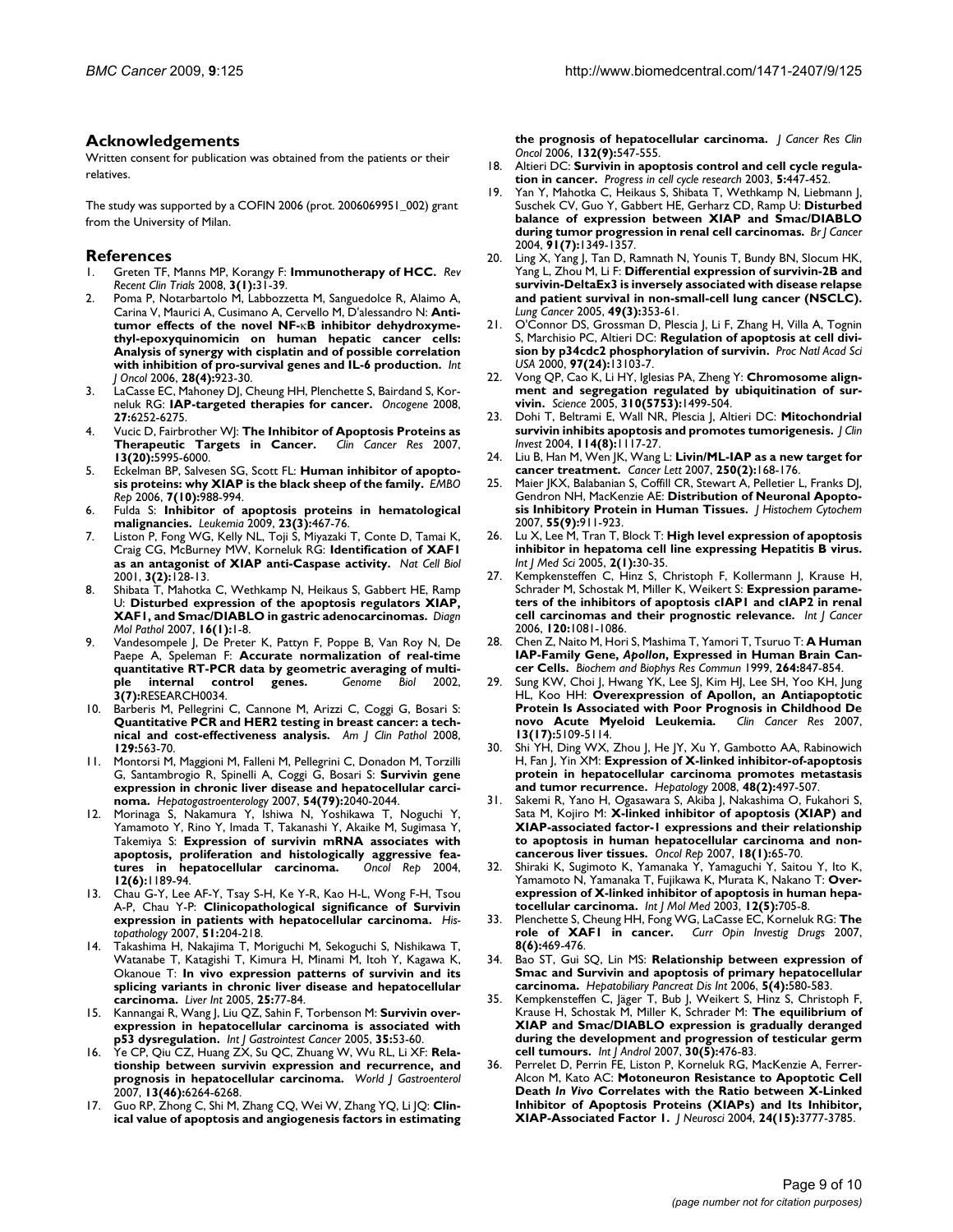## Acknowledgements

Written consent for publication was obtained from the patients or their relatives.

The study was supported by a COFIN 2006 (prot. 2006069951_002) grant from the University of Milan.

## References

1. Greten TF, Manns MP, Korangy F: **Immunotherapy of HCC.** *Rev Recent Clin Trials* 2008, **3(1):**31-39.
2. Poma P, Notarbartolo M, Labbozzetta M, Sanguedolce R, Alaimo A, Carina V, Maurici A, Cusimano A, Cervello M, D'alessandro N: **Antitumor effects of the novel NF-κB inhibitor dehydroxymethyl-epoxyquinomicin on human hepatic cancer cells: Analysis of synergy with cisplatin and of possible correlation with inhibition of pro-survival genes and IL-6 production.** *Int J Oncol* 2006, **28(4):**923-30.
3. LaCasse EC, Mahoney DJ, Cheung HH, Plenchette S, Bairdand S, Korneluk RG: **IAP-targeted therapies for cancer.** *Oncogene* 2008, **27:**6252-6275.
4. Vucic D, Fairbrother WJ: **The Inhibitor of Apoptosis Proteins as Therapeutic Targets in Cancer.** *Clin Cancer Res* 2007, **13(20):**5995-6000.
5. Eckelman BP, Salvesen SG, Scott FL: **Human inhibitor of apoptosis proteins: why XIAP is the black sheep of the family.** *EMBO Rep* 2006, **7(10):**988-994.
6. Fulda S: **Inhibitor of apoptosis proteins in hematological malignancies.** *Leukemia* 2009, **23(3):**467-76.
7. Liston P, Fong WG, Kelly NL, Toji S, Miyazaki T, Conte D, Tamai K, Craig CG, McBurney MW, Korneluk RG: **Identification of XAF1 as an antagonist of XIAP anti-Caspase activity.** *Nat Cell Biol* 2001, **3(2):**128-13.
8. Shibata T, Mahotka C, Wethkamp N, Heikaus S, Gabbert HE, Ramp U: **Disturbed expression of the apoptosis regulators XIAP, XAF1, and Smac/DIABLO in gastric adenocarcinomas.** *Diagn Mol Pathol* 2007, **16(1):**1-8.
9. Vandesompele J, De Preter K, Pattyn F, Poppe B, Van Roy N, De Paepe A, Speleman F: **Accurate normalization of real-time quantitative RT-PCR data by geometric averaging of multiple internal control genes.** *Genome Biol* 2002, **3(7):**RESEARCH0034.
10. Barberis M, Pellegrini C, Cannone M, Arizzi C, Coggi G, Bosari S: **Quantitative PCR and HER2 testing in breast cancer: a technical and cost-effectiveness analysis.** *Am J Clin Pathol* 2008, **129:**563-70.
11. Montorsi M, Maggioni M, Falleni M, Pellegrini C, Donadon M, Torzilli G, Santambrogio R, Spinelli A, Coggi G, Bosari S: **Survivin gene expression in chronic liver disease and hepatocellular carcinoma.** *Hepatogastroenterology* 2007, **54(79):**2040-2044.
12. Morinaga S, Nakamura Y, Ishiwa N, Yoshikawa T, Noguchi Y, Yamamoto Y, Rino Y, Imada T, Takanashi Y, Akaike M, Sugimasa Y, Takemiya S: **Expression of survivin mRNA associates with apoptosis, proliferation and histologically aggressive features in hepatocellular carcinoma.** *Oncol Rep* 2004, **12(6):**1189-94.
13. Chau G-Y, Lee AF-Y, Tsay S-H, Ke Y-R, Kao H-L, Wong F-H, Tsou A-P, Chau Y-P: **Clinicopathological significance of Survivin expression in patients with hepatocellular carcinoma.** *Histopathology* 2007, **51:**204-218.
14. Takashima H, Nakajima T, Moriguchi M, Sekoguchi S, Nishikawa T, Watanabe T, Katagishi T, Kimura H, Minami M, Itoh Y, Kagawa K, Okanoue T: **In vivo expression patterns of survivin and its splicing variants in chronic liver disease and hepatocellular carcinoma.** *Liver Int* 2005, **25:**77-84.
15. Kannangai R, Wang J, Liu QZ, Sahin F, Torbenson M: **Survivin overexpression in hepatocellular carcinoma is associated with p53 dysregulation.** *Int J Gastrointest Cancer* 2005, **35:**53-60.
16. Ye CP, Qiu CZ, Huang ZX, Su QC, Zhuang W, Wu RL, Li XF: **Relationship between survivin expression and recurrence, and prognosis in hepatocellular carcinoma.** *World J Gastroenterol* 2007, **13(46):**6264-6268.
17. Guo RP, Zhong C, Shi M, Zhang CQ, Wei W, Zhang YQ, Li JQ: **Clinical value of apoptosis and angiogenesis factors in estimating the prognosis of hepatocellular carcinoma.** *J Cancer Res Clin Oncol* 2006, **132(9):**547-555.
18. Altieri DC: **Survivin in apoptosis control and cell cycle regulation in cancer.** *Progress in cell cycle research* 2003, **5:**447-452.
19. Yan Y, Mahotka C, Heikaus S, Shibata T, Wethkamp N, Liebmann J, Suschek CV, Guo Y, Gabbert HE, Gerharz CD, Ramp U: **Disturbed balance of expression between XIAP and Smac/DIABLO during tumor progression in renal cell carcinomas.** *Br J Cancer* 2004, **91(7):**1349-1357.
20. Ling X, Yang J, Tan D, Ramnath N, Younis T, Bundy BN, Slocum HK, Yang L, Zhou M, Li F: **Differential expression of survivin-2B and survivin-DeltaEx3 is inversely associated with disease relapse and patient survival in non-small-cell lung cancer (NSCLC).** *Lung Cancer* 2005, **49(3):**353-61.
21. O'Connor DS, Grossman D, Plescia J, Li F, Zhang H, Villa A, Tognin S, Marchisio PC, Altieri DC: **Regulation of apoptosis at cell division by p34cdc2 phosphorylation of survivin.** *Proc Natl Acad Sci USA* 2000, **97(24):**13103-7.
22. Vong QP, Cao K, Li HY, Iglesias PA, Zheng Y: **Chromosome alignment and segregation regulated by ubiquitination of survivin.** *Science* 2005, **310(5753):**1499-504.
23. Dohi T, Beltrami E, Wall NR, Plescia J, Altieri DC: **Mitochondrial survivin inhibits apoptosis and promotes tumorigenesis.** *J Clin Invest* 2004, **114(8):**1117-27.
24. Liu B, Han M, Wen JK, Wang L: **Livin/ML-IAP as a new target for cancer treatment.** *Cancer Lett* 2007, **250(2):**168-176.
25. Maier JKX, Balabanian S, Coffill CR, Stewart A, Pelletier L, Franks DJ, Gendron NH, MacKenzie AE: **Distribution of Neuronal Apoptosis Inhibitory Protein in Human Tissues.** *J Histochem Cytochem* 2007, **55(9):**911-923.
26. Lu X, Lee M, Tran T, Block T: **High level expression of apoptosis inhibitor in hepatoma cell line expressing Hepatitis B virus.** *Int J Med Sci* 2005, **2(1):**30-35.
27. Kempkensteffen C, Hinz S, Christoph F, Kollermann J, Krause H, Schrader M, Schostak M, Miller K, Weikert S: **Expression parameters of the inhibitors of apoptosis cIAP1 and cIAP2 in renal cell carcinomas and their prognostic relevance.** *Int J Cancer* 2006, **120:**1081-1086.
28. Chen Z, Naito M, Hori S, Mashima T, Yamori T, Tsuruo T: **A Human IAP-Family Gene, *Apollon*, Expressed in Human Brain Cancer Cells.** *Biochem and Biophys Res Commun* 1999, **264:**847-854.
29. Sung KW, Choi J, Hwang YK, Lee SJ, Kim HJ, Lee SH, Yoo KH, Jung HL, Koo HH: **Overexpression of Apollon, an Antiapoptotic Protein Is Associated with Poor Prognosis in Childhood De novo Acute Myeloid Leukemia.** *Clin Cancer Res* 2007, **13(17):**5109-5114.
30. Shi YH, Ding WX, Zhou J, He JY, Xu Y, Gambotto AA, Rabinowich H, Fan J, Yin XM: **Expression of X-linked inhibitor-of-apoptosis protein in hepatocellular carcinoma promotes metastasis and tumor recurrence.** *Hepatology* 2008, **48(2):**497-507.
31. Sakemi R, Yano H, Ogasawara S, Akiba J, Nakashima O, Fukahori S, Sata M, Kojiro M: **X-linked inhibitor of apoptosis (XIAP) and XIAP-associated factor-1 expressions and their relationship to apoptosis in human hepatocellular carcinoma and noncancerous liver tissues.** *Oncol Rep* 2007, **18(1):**65-70.
32. Shiraki K, Sugimoto K, Yamanaka Y, Yamaguchi Y, Saitou Y, Ito K, Yamamoto N, Yamanaka T, Fujikawa K, Murata K, Nakano T: **Overexpression of X-linked inhibitor of apoptosis in human hepatocellular carcinoma.** *Int J Mol Med* 2003, **12(5):**705-8.
33. Plenchette S, Cheung HH, Fong WG, LaCasse EC, Korneluk RG: **The role of XAF1 in cancer.** *Curr Opin Investig Drugs* 2007, **8(6):**469-476.
34. Bao ST, Gui SQ, Lin MS: **Relationship between expression of Smac and Survivin and apoptosis of primary hepatocellular carcinoma.** *Hepatobiliary Pancreat Dis Int* 2006, **5(4):**580-583.
35. Kempkensteffen C, Jäger T, Bub J, Weikert S, Hinz S, Christoph F, Krause H, Schostak M, Miller K, Schrader M: **The equilibrium of XIAP and Smac/DIABLO expression is gradually deranged during the development and progression of testicular germ cell tumours.** *Int J Androl* 2007, **30(5):**476-83.
36. Perrelet D, Perrin FE, Liston P, Korneluk RG, MacKenzie A, Ferrer-Alcon M, Kato AC: **Motoneuron Resistance to Apoptotic Cell Death *In Vivo* Correlates with the Ratio between X-Linked Inhibitor of Apoptosis Proteins (XIAPs) and Its Inhibitor, XIAP-Associated Factor 1.** *J Neurosci* 2004, **24(15):**3777-3785.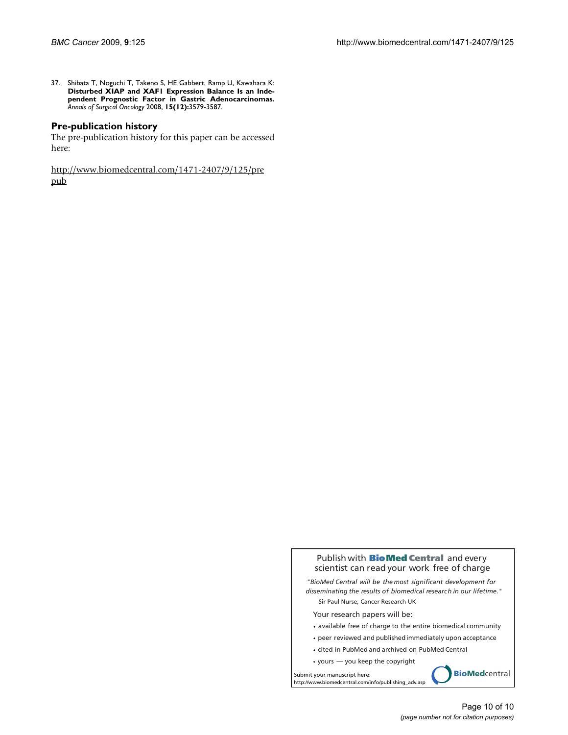37. Shibata T, Noguchi T, Takeno S, HE Gabbert, Ramp U, Kawahara K: **Disturbed XIAP and XAF1 Expression Balance Is an Independent Prognostic Factor in Gastric Adenocarcinomas.** *Annals of Surgical Oncology* 2008, **15(12):**3579-3587.

## Pre-publication history

The pre-publication history for this paper can be accessed here:

http://www.biomedcentral.com/1471-2407/9/125/prepub

Publish with **BioMed Central** and every scientist can read your work free of charge

"*BioMed Central will be the most significant development for disseminating the results of biomedical research in our lifetime.*"

Sir Paul Nurse, Cancer Research UK

Your research papers will be:

- available free of charge to the entire biomedical community
- peer reviewed and published immediately upon acceptance
- cited in PubMed and archived on PubMed Central
- yours — you keep the copyright

Submit your manuscript here:
http://www.biomedcentral.com/info/publishing_adv.asp

**BioMed**central